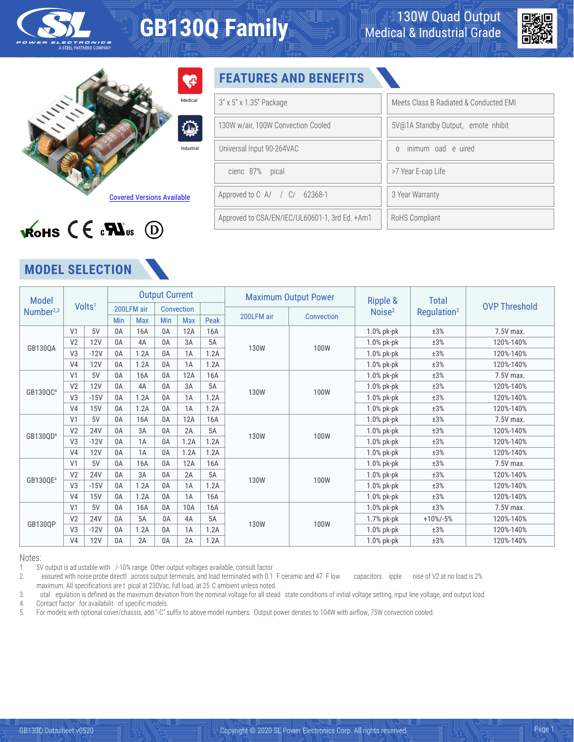# GB130Q Family

130W Quad Output
Medical & Industrial Grade

Medical

Industrial

Covered Versions Available

## FEATURES AND BENEFITS

| | |
|---|---|
| 3" x 5" x 1.35" Package | Meets Class B Radiated & Conducted EMI |
| 130W w/air, 100W Convection Cooled | 5V@1A Standby Output, emote nhibit |
| Universal Input 90-264VAC | o inimum oad e uired |
| cienc 87% pical | >7 Year E-cap Life |
| Approved to C A/ / C/ 62368-1 | 3 Year Warranty |
| Approved to CSA/EN/IEC/UL60601-1, 3rd Ed. +Am1 | RoHS Compliant |

## MODEL SELECTION

| Model Number[2,3] | Volts[1] | | Output Current | | | | | Maximum Output Power | | Ripple & Noise[2] | Total Regulation[3] | OVP Threshold |
|---|---|---|---|---|---|---|---|---|---|---|---|---|
| | | | 200LFM air | | Convection | | | 200LFM air | Convection | | | |
| | | | Min | Max | Min | Max | Peak | | | | | |
| GB130QA | V1 | 5V | 0A | 16A | 0A | 12A | 16A | 130W | 100W | 1.0% pk-pk | ±3% | 7.5V max. |
| | V2 | 12V | 0A | 4A | 0A | 3A | 5A | | | 1.0% pk-pk | ±3% | 120%-140% |
| | V3 | -12V | 0A | 1.2A | 0A | 1A | 1.2A | | | 1.0% pk-pk | ±3% | 120%-140% |
| | V4 | 12V | 0A | 1.2A | 0A | 1A | 1.2A | | | 1.0% pk-pk | ±3% | 120%-140% |
| GB130QC[4] | V1 | 5V | 0A | 16A | 0A | 12A | 16A | 130W | 100W | 1.0% pk-pk | ±3% | 7.5V max. |
| | V2 | 12V | 0A | 4A | 0A | 3A | 5A | | | 1.0% pk-pk | ±3% | 120%-140% |
| | V3 | -15V | 0A | 1.2A | 0A | 1A | 1.2A | | | 1.0% pk-pk | ±3% | 120%-140% |
| | V4 | 15V | 0A | 1.2A | 0A | 1A | 1.2A | | | 1.0% pk-pk | ±3% | 120%-140% |
| GB130QD[4] | V1 | 5V | 0A | 16A | 0A | 12A | 16A | 130W | 100W | 1.0% pk-pk | ±3% | 7.5V max. |
| | V2 | 24V | 0A | 3A | 0A | 2A | 5A | | | 1.0% pk-pk | ±3% | 120%-140% |
| | V3 | -12V | 0A | 1A | 0A | 1.2A | 1.2A | | | 1.0% pk-pk | ±3% | 120%-140% |
| | V4 | 12V | 0A | 1A | 0A | 1.2A | 1.2A | | | 1.0% pk-pk | ±3% | 120%-140% |
| GB130QE[4] | V1 | 5V | 0A | 16A | 0A | 12A | 16A | 130W | 100W | 1.0% pk-pk | ±3% | 7.5V max. |
| | V2 | 24V | 0A | 3A | 0A | 2A | 5A | | | 1.0% pk-pk | ±3% | 120%-140% |
| | V3 | -15V | 0A | 1.2A | 0A | 1A | 1.2A | | | 1.0% pk-pk | ±3% | 120%-140% |
| | V4 | 15V | 0A | 1.2A | 0A | 1A | 16A | | | 1.0% pk-pk | ±3% | 120%-140% |
| GB130QP | V1 | 5V | 0A | 16A | 0A | 10A | 16A | 130W | 100W | 1.0% pk-pk | ±3% | 7.5V max. |
| | V2 | 24V | 0A | 5A | 0A | 4A | 5A | | | 1.7% pk-pk | +10%/-5% | 120%-140% |
| | V3 | -12V | 0A | 1.2A | 0A | 1A | 1.2A | | | 1.0% pk-pk | ±3% | 120%-140% |
| | V4 | 12V | 0A | 2A | 0A | 2A | 1.2A | | | 1.0% pk-pk | ±3% | 120%-140% |

Notes:

1. 5V output is ad ustable with /-10% range. Other output voltages available, consult factor .
2. easured with noise probe directl across output terminals, and load terminated with 0.1 F ceramic and 47 F low capacitors. ipple oise of V2 at no load is 2% maximum. All specifications are t pical at 230Vac, full load, at 25 C ambient unless noted.
3. otal egulation is defined as the maximum deviation from the nominal voltage for all stead state conditions of initial voltage setting, input line voltage, and output load.
4. Contact factor for availabilit of specific models.
5. For models with optional cover/chassis, add "-C" suffix to above model numbers. Output power derates to 104W with airflow, 75W convection cooled.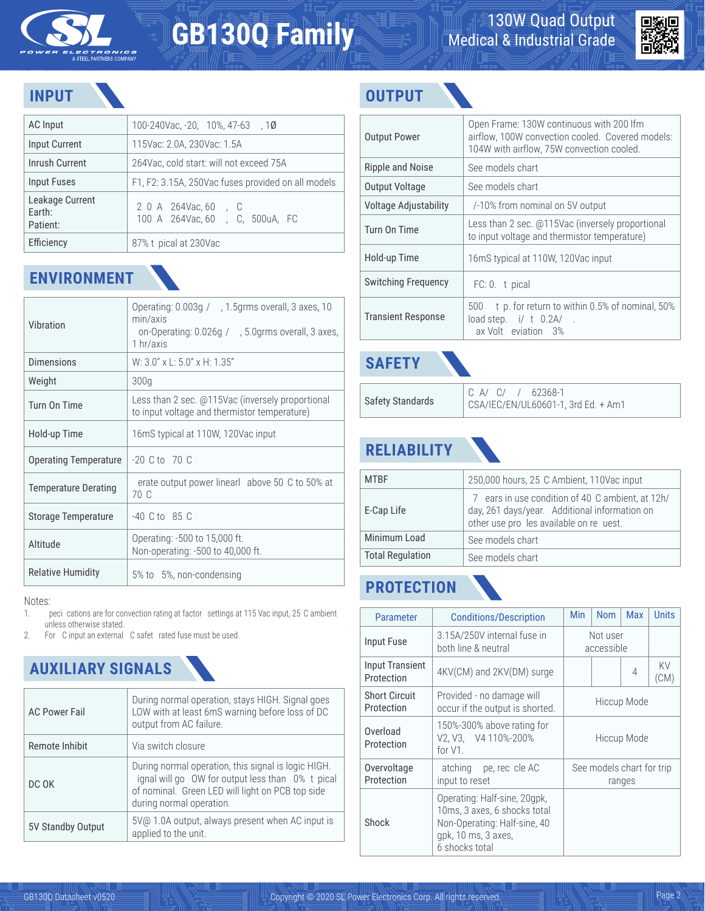## INPUT

| | |
|---|---|
| AC Input | 100-240Vac, -20, 10%, 47-63 , 1Ø |
| Input Current | 115Vac: 2.0A, 230Vac: 1.5A |
| Inrush Current | 264Vac, cold start: will not exceed 75A |
| Input Fuses | F1, F2: 3.15A, 250Vac fuses provided on all models |
| Leakage Current Earth: Patient: | 2 0 A 264Vac, 60 , C 100 A 264Vac, 60 , C, 500uA, FC |
| Efficiency | 87% t pical at 230Vac |

## ENVIRONMENT

| | |
|---|---|
| Vibration | Operating: 0.003g / , 1.5grms overall, 3 axes, 10 min/axis on-Operating: 0.026g / , 5.0grms overall, 3 axes, 1 hr/axis |
| Dimensions | W: 3.0" x L: 5.0" x H: 1.35" |
| Weight | 300g |
| Turn On Time | Less than 2 sec. @115Vac (inversely proportional to input voltage and thermistor temperature) |
| Hold-up Time | 16mS typical at 110W, 120Vac input |
| Operating Temperature | -20 C to 70 C |
| Temperature Derating | erate output power linearl above 50 C to 50% at 70 C |
| Storage Temperature | -40 C to 85 C |
| Altitude | Operating: -500 to 15,000 ft. Non-operating: -500 to 40,000 ft. |
| Relative Humidity | 5% to 5%, non-condensing |

Notes:
1. peci cations are for convection rating at factor settings at 115 Vac input, 25 C ambient unless otherwise stated.
2. For C input an external C safet rated fuse must be used.

## AUXILIARY SIGNALS

| | |
|---|---|
| AC Power Fail | During normal operation, stays HIGH. Signal goes LOW with at least 6mS warning before loss of DC output from AC failure. |
| Remote Inhibit | Via switch closure |
| DC OK | During normal operation, this signal is logic HIGH. ignal will go OW for output less than 0% t pical of nominal. Green LED will light on PCB top side during normal operation. |
| 5V Standby Output | 5V@ 1.0A output, always present when AC input is applied to the unit. |

## OUTPUT

| | |
|---|---|
| Output Power | Open Frame: 130W continuous with 200 lfm airflow, 100W convection cooled. Covered models: 104W with airflow, 75W convection cooled. |
| Ripple and Noise | See models chart |
| Output Voltage | See models chart |
| Voltage Adjustability | /-10% from nominal on 5V output |
| Turn On Time | Less than 2 sec. @115Vac (inversely proportional to input voltage and thermistor temperature) |
| Hold-up Time | 16mS typical at 110W, 120Vac input |
| Switching Frequency | FC: 0. t pical |
| Transient Response | 500 t p. for return to within 0.5% of nominal, 50% load step. i/ t 0.2A/ . ax Volt eviation 3% |

## SAFETY

| | |
|---|---|
| Safety Standards | C A/ C/ / 62368-1 CSA/IEC/EN/UL60601-1, 3rd Ed. + Am1 |

## RELIABILITY

| | |
|---|---|
| MTBF | 250,000 hours, 25 C Ambient, 110Vac input |
| E-Cap Life | 7 ears in use condition of 40 C ambient, at 12h/day, 261 days/year. Additional information on other use pro les available on re uest. |
| Minimum Load | See models chart |
| Total Regulation | See models chart |

## PROTECTION

| Parameter | Conditions/Description | Min | Nom | Max | Units |
|---|---|---|---|---|---|
| Input Fuse | 3.15A/250V internal fuse in both line & neutral | Not user accessible | | | |
| Input Transient Protection | 4KV(CM) and 2KV(DM) surge | | | 4 | KV (CM) |
| Short Circuit Protection | Provided - no damage will occur if the output is shorted. | Hiccup Mode | | | |
| Overload Protection | 150%-300% above rating for V2, V3, V4 110%-200% for V1. | Hiccup Mode | | | |
| Overvoltage Protection | atching pe, rec cle AC input to reset | See models chart for trip ranges | | | |
| Shock | Operating: Half-sine, 20gpk, 10ms, 3 axes, 6 shocks total Non-Operating: Half-sine, 40 gpk, 10 ms, 3 axes, 6 shocks total | | | | |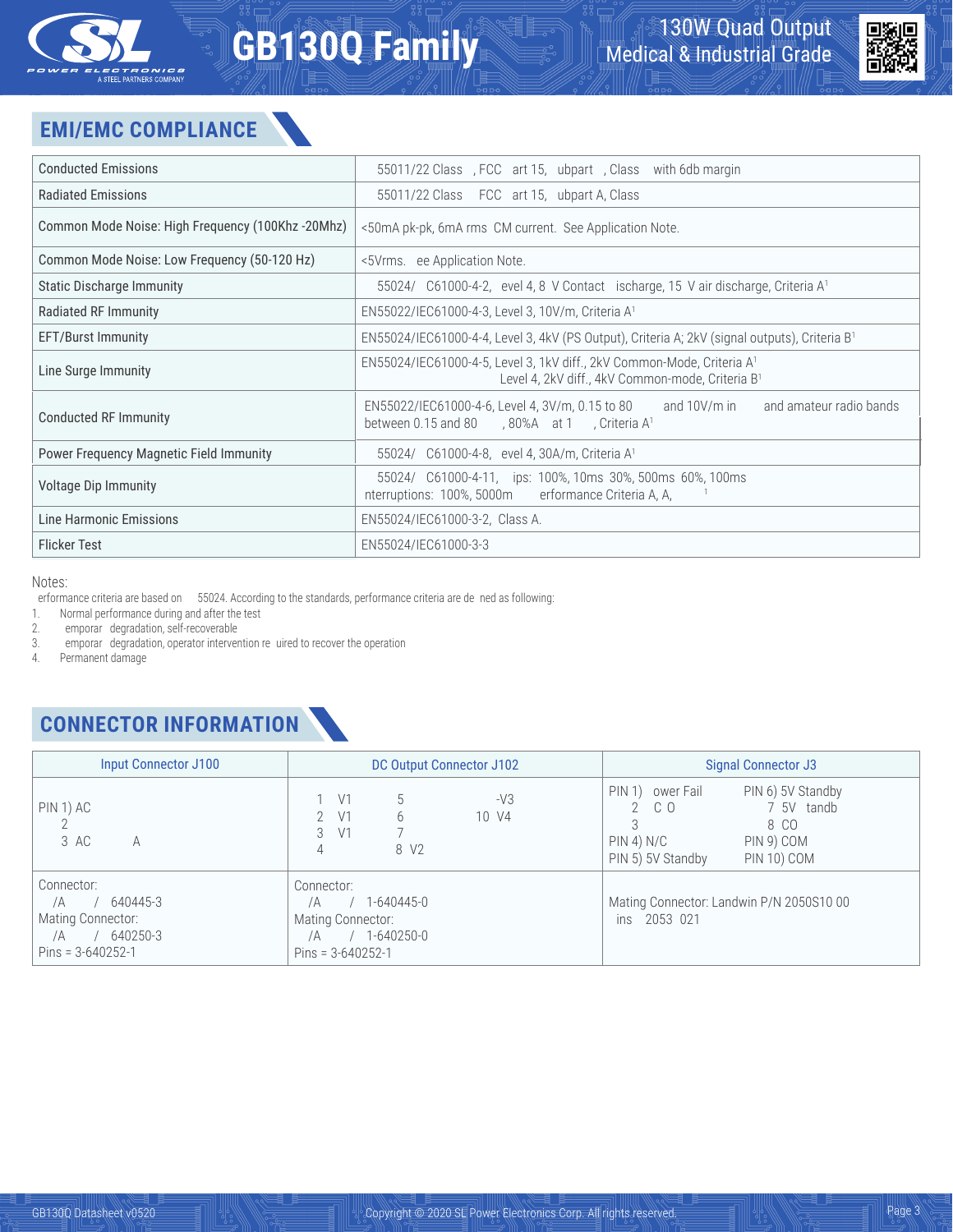## EMI/EMC COMPLIANCE

| | |
|---|---|
| Conducted Emissions | 55011/22 Class , FCC art 15, ubpart , Class with 6db margin |
| Radiated Emissions | 55011/22 Class FCC art 15, ubpart A, Class |
| Common Mode Noise: High Frequency (100Khz -20Mhz) | <50mA pk-pk, 6mA rms CM current. See Application Note. |
| Common Mode Noise: Low Frequency (50-120 Hz) | <5Vrms. ee Application Note. |
| Static Discharge Immunity | 55024/ C61000-4-2, evel 4, 8 V Contact ischarge, 15 V air discharge, Criteria A[1] |
| Radiated RF Immunity | EN55022/IEC61000-4-3, Level 3, 10V/m, Criteria A[1] |
| EFT/Burst Immunity | EN55024/IEC61000-4-4, Level 3, 4kV (PS Output), Criteria A; 2kV (signal outputs), Criteria B[1] |
| Line Surge Immunity | EN55024/IEC61000-4-5, Level 3, 1kV diff., 2kV Common-Mode, Criteria A[1] Level 4, 2kV diff., 4kV Common-mode, Criteria B[1] |
| Conducted RF Immunity | EN55022/IEC61000-4-6, Level 4, 3V/m, 0.15 to 80 and 10V/m in and amateur radio bands between 0.15 and 80 , 80%A at 1 , Criteria A[1] |
| Power Frequency Magnetic Field Immunity | 55024/ C61000-4-8, evel 4, 30A/m, Criteria A[1] |
| Voltage Dip Immunity | 55024/ C61000-4-11, ips: 100%, 10ms 30%, 500ms 60%, 100ms nterruptions: 100%, 5000m erformance Criteria A, A, [1] |
| Line Harmonic Emissions | EN55024/IEC61000-3-2, Class A. |
| Flicker Test | EN55024/IEC61000-3-3 |

Notes:

erformance criteria are based on 55024. According to the standards, performance criteria are de ned as following:

1. Normal performance during and after the test
2. emporar degradation, self-recoverable
3. emporar degradation, operator intervention re uired to recover the operation
4. Permanent damage

## CONNECTOR INFORMATION

| Input Connector J100 | DC Output Connector J102 | Signal Connector J3 |
|---|---|---|
| PIN 1) AC<br>2<br>3 AC A | 1 V1 5 -V3<br>2 V1 6 10 V4<br>3 V1 7<br>4 8 V2 | PIN 1) ower Fail PIN 6) 5V Standby<br>2 C O 7 5V tandb<br>3 8 CO<br>PIN 4) N/C PIN 9) COM<br>PIN 5) 5V Standby PIN 10) COM |
| Connector:<br>/A / 640445-3<br>Mating Connector:<br>/A / 640250-3<br>Pins = 3-640252-1 | Connector:<br>/A / 1-640445-0<br>Mating Connector:<br>/A / 1-640250-0<br>Pins = 3-640252-1 | Mating Connector: Landwin P/N 2050S10 00<br>ins 2053 021 |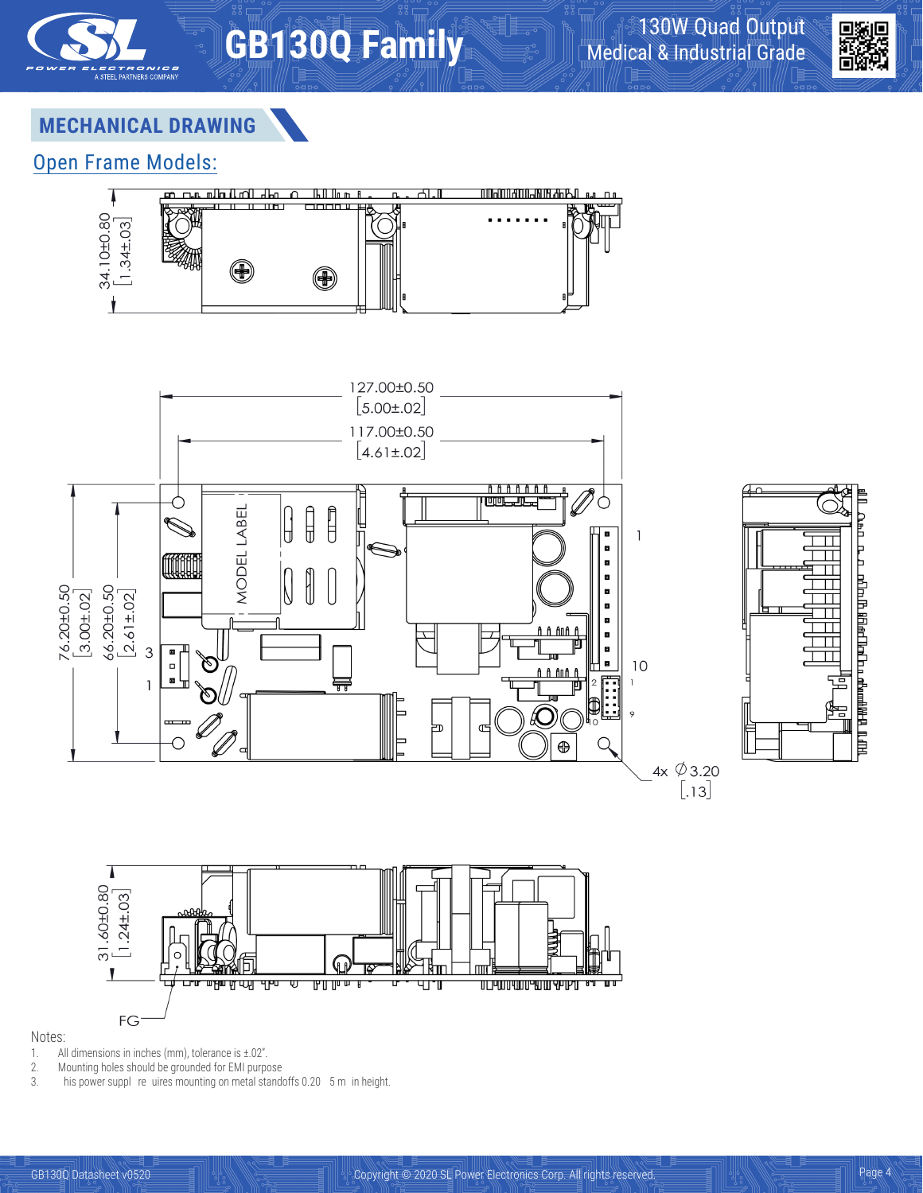## MECHANICAL DRAWING

### Open Frame Models:

34.10±0.80 [1.34±.03]

127.00±0.50 [5.00±.02]

117.00±0.50 [4.61±.02]

76.20±0.50 [3.00±.02]

66.20±0.50 [2.61±.02]

MODEL LABEL

4x ∅3.20 [.13]

31.60±0.80 [1.24±.03]

FG

Notes:

1. All dimensions in inches (mm), tolerance is ±.02".
2. Mounting holes should be grounded for EMI purpose
3. his power suppl re uires mounting on metal standoffs 0.20 5 m in height.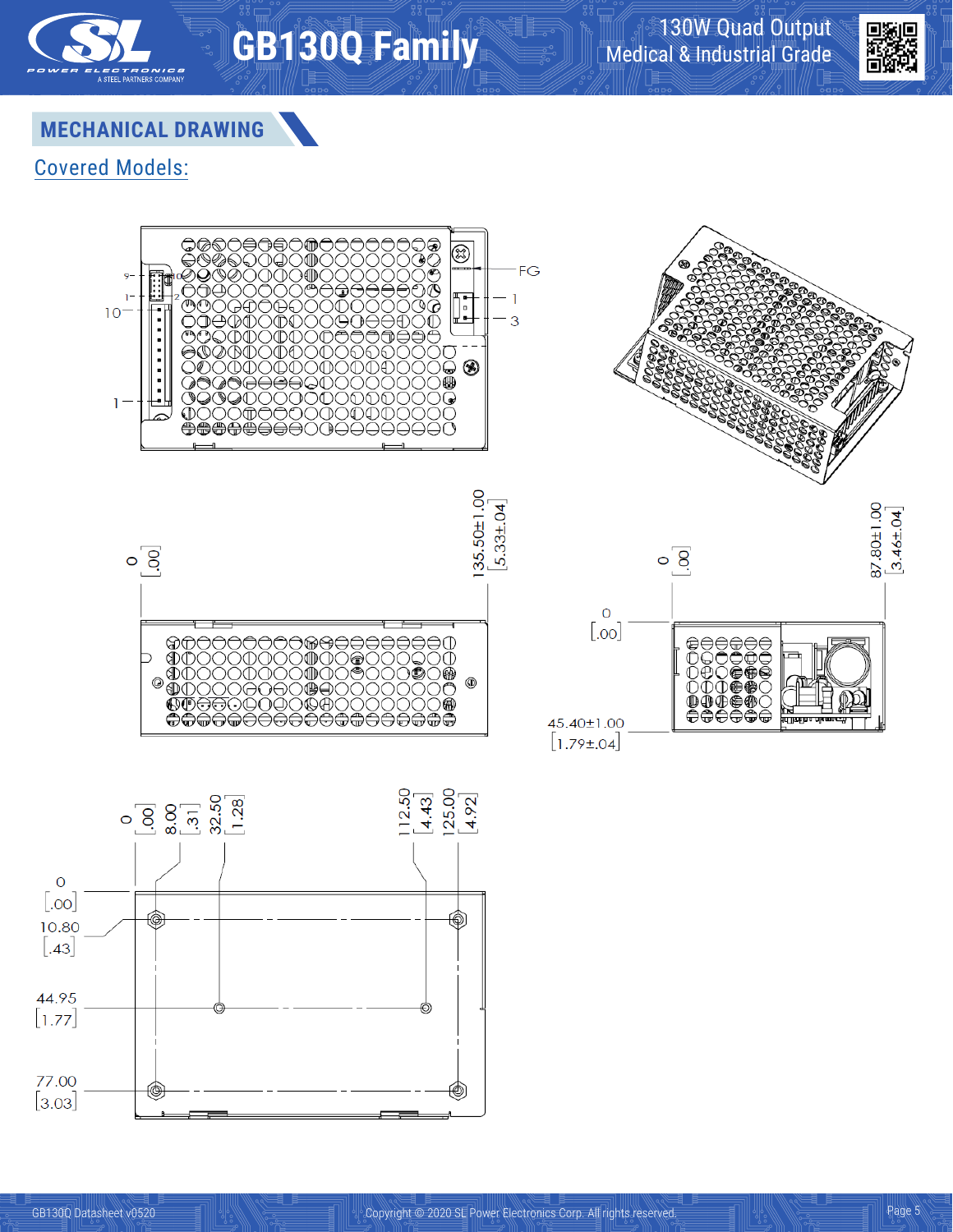## MECHANICAL DRAWING

Covered Models:

9 10 1 2 10 1 FG 1 3

0 [.00] 135.50±1.00 [5.33±.04]

0 [.00] 87.80±1.00 [3.46±.04]

0 [.00] 45.40±1.00 [1.79±.04]

0 [.00] 8.00 [.31] 32.50 [1.28] 112.50 [4.43] 125.00 [4.92]

0 [.00] 10.80 [.43] 44.95 [1.77] 77.00 [3.03]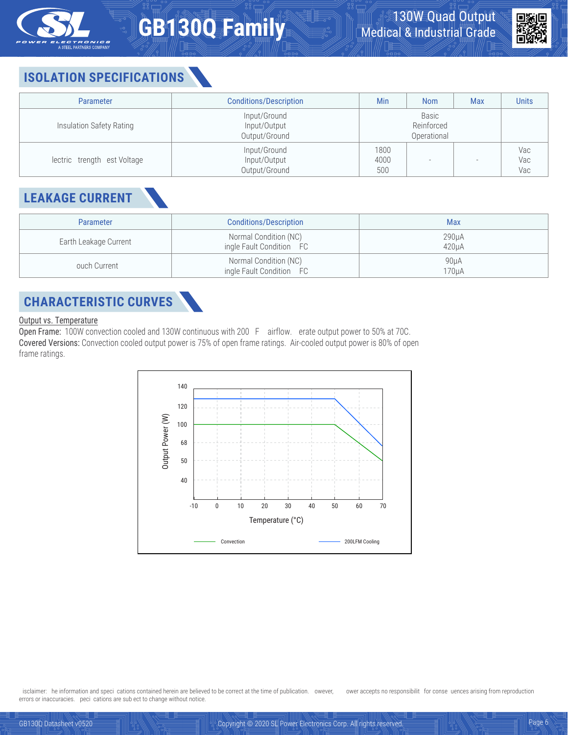## ISOLATION SPECIFICATIONS

| Parameter | Conditions/Description | Min | Nom | Max | Units |
|---|---|---|---|---|---|
| Insulation Safety Rating | Input/Ground<br>Input/Output<br>Output/Ground | Basic<br>Reinforced<br>Operational | | | |
| lectric trength est Voltage | Input/Ground<br>Input/Output<br>Output/Ground | 1800<br>4000<br>500 | - | - | Vac<br>Vac<br>Vac |

## LEAKAGE CURRENT

| Parameter | Conditions/Description | Max |
|---|---|---|
| Earth Leakage Current | Normal Condition (NC)<br>ingle Fault Condition FC | 290µA<br>420µA |
| ouch Current | Normal Condition (NC)<br>ingle Fault Condition FC | 90µA<br>170µA |

## CHARACTERISTIC CURVES

Output vs. Temperature

**Open Frame:** 100W convection cooled and 130W continuous with 200 F airflow. erate output power to 50% at 70C.
**Covered Versions:** Convection cooled output power is 75% of open frame ratings. Air-cooled output power is 80% of open frame ratings.

Output Power (W)
140
120
100
68
50
40
-10 0 10 20 30 40 50 60 70
Temperature (°C)
Convection
200LFM Cooling

isclaimer: he information and speci cations contained herein are believed to be correct at the time of publication. owever, ower accepts no responsibilit for conse uences arising from reproduction errors or inaccuracies. peci cations are sub ect to change without notice.